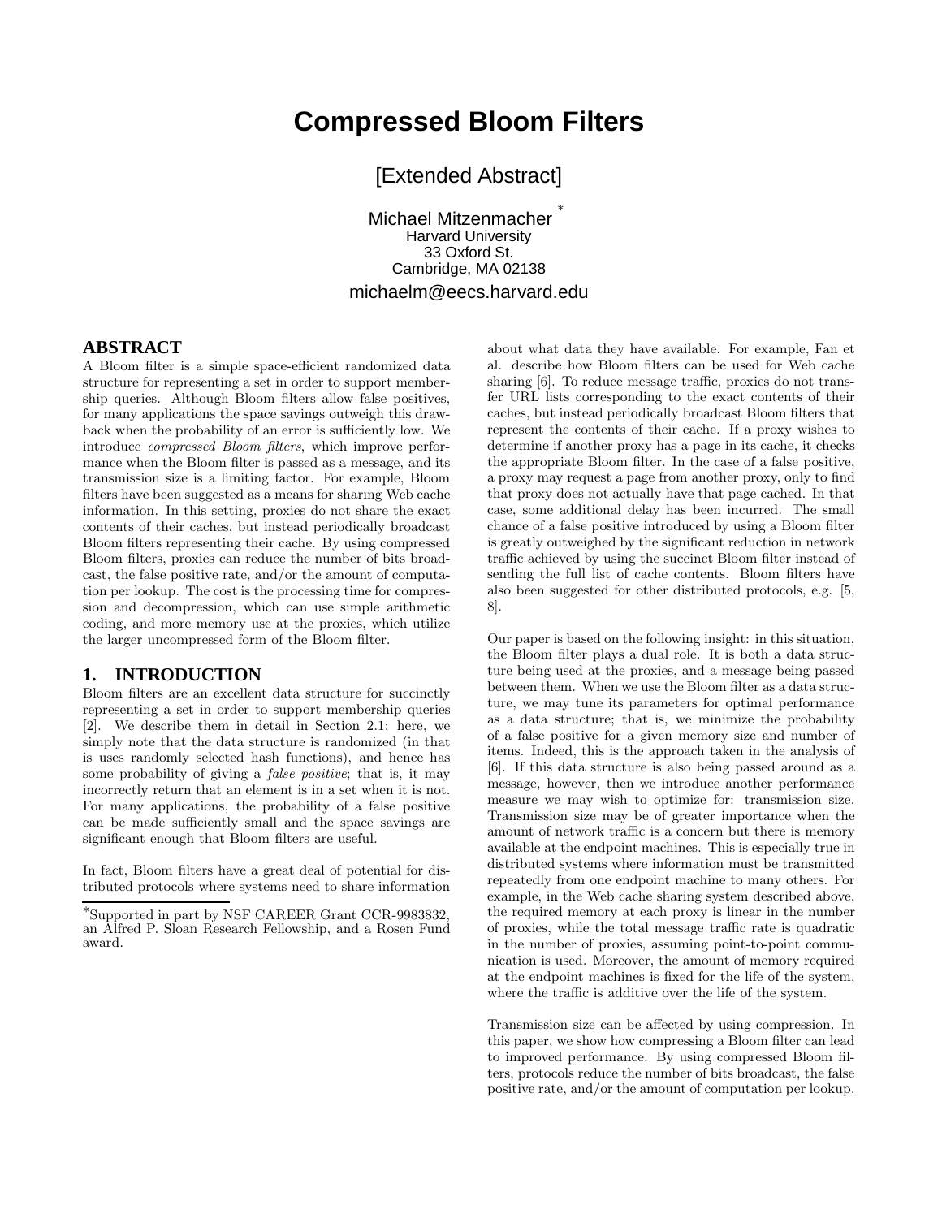# Compressed Bloom Filters

[Extended Abstract]

Michael Mitzenmacher [*]
Harvard University
33 Oxford St.
Cambridge, MA 02138
michaelm@eecs.harvard.edu

## ABSTRACT

A Bloom filter is a simple space-efficient randomized data structure for representing a set in order to support membership queries. Although Bloom filters allow false positives, for many applications the space savings outweigh this drawback when the probability of an error is sufficiently low. We introduce *compressed Bloom filters*, which improve performance when the Bloom filter is passed as a message, and its transmission size is a limiting factor. For example, Bloom filters have been suggested as a means for sharing Web cache information. In this setting, proxies do not share the exact contents of their caches, but instead periodically broadcast Bloom filters representing their cache. By using compressed Bloom filters, proxies can reduce the number of bits broadcast, the false positive rate, and/or the amount of computation per lookup. The cost is the processing time for compression and decompression, which can use simple arithmetic coding, and more memory use at the proxies, which utilize the larger uncompressed form of the Bloom filter.

## 1. INTRODUCTION

Bloom filters are an excellent data structure for succinctly representing a set in order to support membership queries [2]. We describe them in detail in Section 2.1; here, we simply note that the data structure is randomized (in that is uses randomly selected hash functions), and hence has some probability of giving a *false positive*; that is, it may incorrectly return that an element is in a set when it is not. For many applications, the probability of a false positive can be made sufficiently small and the space savings are significant enough that Bloom filters are useful.

In fact, Bloom filters have a great deal of potential for distributed protocols where systems need to share information about what data they have available. For example, Fan et al. describe how Bloom filters can be used for Web cache sharing [6]. To reduce message traffic, proxies do not transfer URL lists corresponding to the exact contents of their caches, but instead periodically broadcast Bloom filters that represent the contents of their cache. If a proxy wishes to determine if another proxy has a page in its cache, it checks the appropriate Bloom filter. In the case of a false positive, a proxy may request a page from another proxy, only to find that proxy does not actually have that page cached. In that case, some additional delay has been incurred. The small chance of a false positive introduced by using a Bloom filter is greatly outweighed by the significant reduction in network traffic achieved by using the succinct Bloom filter instead of sending the full list of cache contents. Bloom filters have also been suggested for other distributed protocols, e.g. [5, 8].

Our paper is based on the following insight: in this situation, the Bloom filter plays a dual role. It is both a data structure being used at the proxies, and a message being passed between them. When we use the Bloom filter as a data structure, we may tune its parameters for optimal performance as a data structure; that is, we minimize the probability of a false positive for a given memory size and number of items. Indeed, this is the approach taken in the analysis of [6]. If this data structure is also being passed around as a message, however, then we introduce another performance measure we may wish to optimize for: transmission size. Transmission size may be of greater importance when the amount of network traffic is a concern but there is memory available at the endpoint machines. This is especially true in distributed systems where information must be transmitted repeatedly from one endpoint machine to many others. For example, in the Web cache sharing system described above, the required memory at each proxy is linear in the number of proxies, while the total message traffic rate is quadratic in the number of proxies, assuming point-to-point communication is used. Moreover, the amount of memory required at the endpoint machines is fixed for the life of the system, where the traffic is additive over the life of the system.

Transmission size can be affected by using compression. In this paper, we show how compressing a Bloom filter can lead to improved performance. By using compressed Bloom filters, protocols reduce the number of bits broadcast, the false positive rate, and/or the amount of computation per lookup.

[*]Supported in part by NSF CAREER Grant CCR-9983832, an Alfred P. Sloan Research Fellowship, and a Rosen Fund award.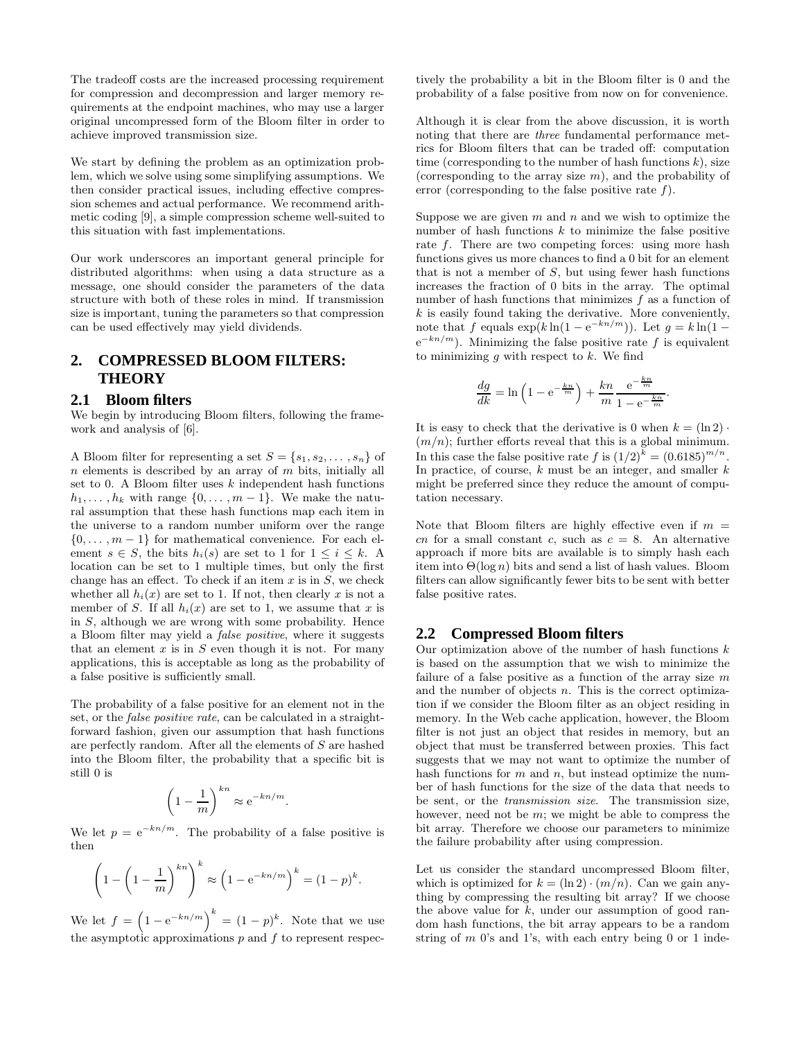The tradeoff costs are the increased processing requirement for compression and decompression and larger memory requirements at the endpoint machines, who may use a larger original uncompressed form of the Bloom filter in order to achieve improved transmission size.

We start by defining the problem as an optimization problem, which we solve using some simplifying assumptions. We then consider practical issues, including effective compression schemes and actual performance. We recommend arithmetic coding [9], a simple compression scheme well-suited to this situation with fast implementations.

Our work underscores an important general principle for distributed algorithms: when using a data structure as a message, one should consider the parameters of the data structure with both of these roles in mind. If transmission size is important, tuning the parameters so that compression can be used effectively may yield dividends.

## 2. COMPRESSED BLOOM FILTERS: THEORY

### 2.1 Bloom filters

We begin by introducing Bloom filters, following the framework and analysis of [6].

A Bloom filter for representing a set $S = \{s_1, s_2, \ldots, s_n\}$ of $n$ elements is described by an array of $m$ bits, initially all set to 0. A Bloom filter uses $k$ independent hash functions $h_1, \ldots, h_k$ with range $\{0, \ldots, m-1\}$. We make the natural assumption that these hash functions map each item in the universe to a random number uniform over the range $\{0, \ldots, m-1\}$ for mathematical convenience. For each element $s \in S$, the bits $h_i(s)$ are set to 1 for $1 \leq i \leq k$. A location can be set to 1 multiple times, but only the first change has an effect. To check if an item $x$ is in $S$, we check whether all $h_i(x)$ are set to 1. If not, then clearly $x$ is not a member of $S$. If all $h_i(x)$ are set to 1, we assume that $x$ is in $S$, although we are wrong with some probability. Hence a Bloom filter may yield a *false positive*, where it suggests that an element $x$ is in $S$ even though it is not. For many applications, this is acceptable as long as the probability of a false positive is sufficiently small.

The probability of a false positive for an element not in the set, or the *false positive rate*, can be calculated in a straightforward fashion, given our assumption that hash functions are perfectly random. After all the elements of $S$ are hashed into the Bloom filter, the probability that a specific bit is still 0 is

$$\left(1 - \frac{1}{m}\right)^{kn} \approx \mathrm{e}^{-kn/m}.$$

We let $p = \mathrm{e}^{-kn/m}$. The probability of a false positive is then

$$\left(1 - \left(1 - \frac{1}{m}\right)^{kn}\right)^{k} \approx \left(1 - \mathrm{e}^{-kn/m}\right)^{k} = (1-p)^k.$$

We let $f = \left(1 - \mathrm{e}^{-kn/m}\right)^{k} = (1-p)^k$. Note that we use the asymptotic approximations $p$ and $f$ to represent respectively the probability a bit in the Bloom filter is 0 and the probability of a false positive from now on for convenience.

Although it is clear from the above discussion, it is worth noting that there are *three* fundamental performance metrics for Bloom filters that can be traded off: computation time (corresponding to the number of hash functions $k$), size (corresponding to the array size $m$), and the probability of error (corresponding to the false positive rate $f$).

Suppose we are given $m$ and $n$ and we wish to optimize the number of hash functions $k$ to minimize the false positive rate $f$. There are two competing forces: using more hash functions gives us more chances to find a 0 bit for an element that is not a member of $S$, but using fewer hash functions increases the fraction of 0 bits in the array. The optimal number of hash functions that minimizes $f$ as a function of $k$ is easily found taking the derivative. More conveniently, note that $f$ equals $\exp(k \ln(1 - \mathrm{e}^{-kn/m}))$. Let $g = k \ln(1 - \mathrm{e}^{-kn/m})$. Minimizing the false positive rate $f$ is equivalent to minimizing $g$ with respect to $k$. We find

$$\frac{dg}{dk} = \ln\left(1 - \mathrm{e}^{-\frac{kn}{m}}\right) + \frac{kn}{m} \frac{\mathrm{e}^{-\frac{kn}{m}}}{1 - \mathrm{e}^{-\frac{kn}{m}}}.$$

It is easy to check that the derivative is 0 when $k = (\ln 2) \cdot (m/n)$; further efforts reveal that this is a global minimum. In this case the false positive rate $f$ is $(1/2)^k = (0.6185)^{m/n}$. In practice, of course, $k$ must be an integer, and smaller $k$ might be preferred since they reduce the amount of computation necessary.

Note that Bloom filters are highly effective even if $m = cn$ for a small constant $c$, such as $c = 8$. An alternative approach if more bits are available is to simply hash each item into $\Theta(\log n)$ bits and send a list of hash values. Bloom filters can allow significantly fewer bits to be sent with better false positive rates.

### 2.2 Compressed Bloom filters

Our optimization above of the number of hash functions $k$ is based on the assumption that we wish to minimize the failure of a false positive as a function of the array size $m$ and the number of objects $n$. This is the correct optimization if we consider the Bloom filter as an object residing in memory. In the Web cache application, however, the Bloom filter is not just an object that resides in memory, but an object that must be transferred between proxies. This fact suggests that we may not want to optimize the number of hash functions for $m$ and $n$, but instead optimize the number of hash functions for the size of the data that needs to be sent, or the *transmission size*. The transmission size, however, need not be $m$; we might be able to compress the bit array. Therefore we choose our parameters to minimize the failure probability after using compression.

Let us consider the standard uncompressed Bloom filter, which is optimized for $k = (\ln 2) \cdot (m/n)$. Can we gain anything by compressing the resulting bit array? If we choose the above value for $k$, under our assumption of good random hash functions, the bit array appears to be a random string of $m$ 0's and 1's, with each entry being 0 or 1 inde-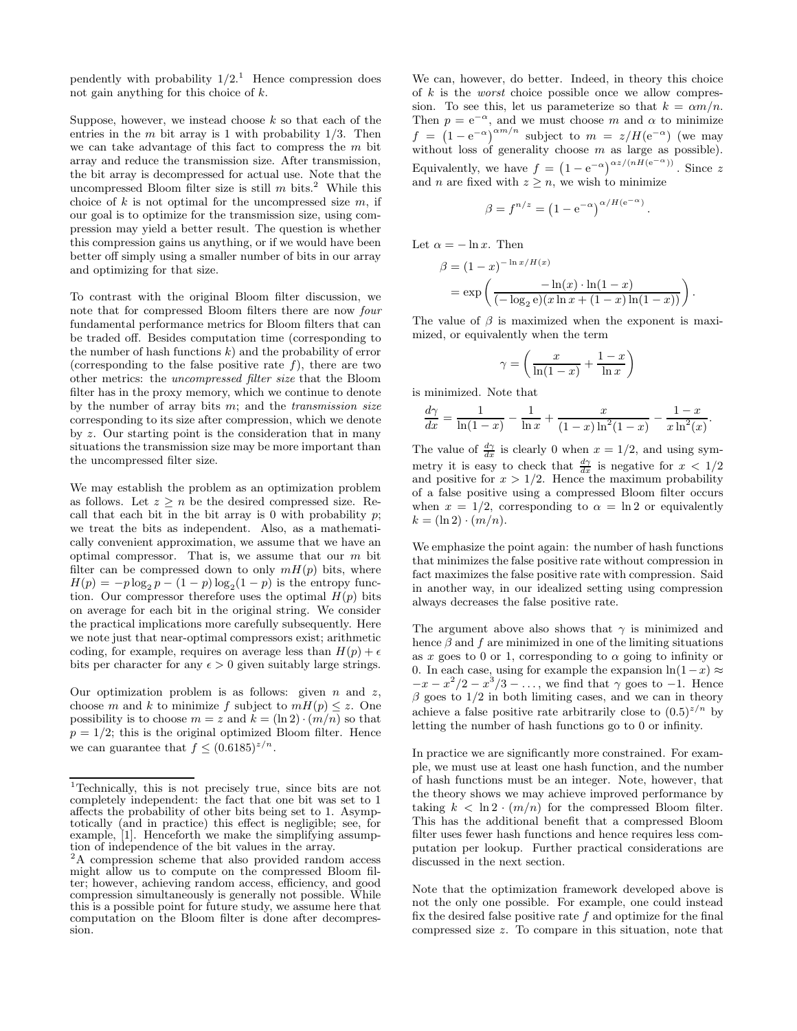pendently with probability $1/2$.[1] Hence compression does not gain anything for this choice of $k$.

Suppose, however, we instead choose $k$ so that each of the entries in the $m$ bit array is 1 with probability $1/3$. Then we can take advantage of this fact to compress the $m$ bit array and reduce the transmission size. After transmission, the bit array is decompressed for actual use. Note that the uncompressed Bloom filter size is still $m$ bits.[2] While this choice of $k$ is not optimal for the uncompressed size $m$, if our goal is to optimize for the transmission size, using compression may yield a better result. The question is whether this compression gains us anything, or if we would have been better off simply using a smaller number of bits in our array and optimizing for that size.

To contrast with the original Bloom filter discussion, we note that for compressed Bloom filters there are now *four* fundamental performance metrics for Bloom filters that can be traded off. Besides computation time (corresponding to the number of hash functions $k$) and the probability of error (corresponding to the false positive rate $f$), there are two other metrics: the *uncompressed filter size* that the Bloom filter has in the proxy memory, which we continue to denote by the number of array bits $m$; and the *transmission size* corresponding to its size after compression, which we denote by $z$. Our starting point is the consideration that in many situations the transmission size may be more important than the uncompressed filter size.

We may establish the problem as an optimization problem as follows. Let $z \geq n$ be the desired compressed size. Recall that each bit in the bit array is 0 with probability $p$; we treat the bits as independent. Also, as a mathematically convenient approximation, we assume that we have an optimal compressor. That is, we assume that our $m$ bit filter can be compressed down to only $mH(p)$ bits, where $H(p) = -p \log_2 p - (1-p)\log_2(1-p)$ is the entropy function. Our compressor therefore uses the optimal $H(p)$ bits on average for each bit in the original string. We consider the practical implications more carefully subsequently. Here we note just that near-optimal compressors exist; arithmetic coding, for example, requires on average less than $H(p) + \epsilon$ bits per character for any $\epsilon > 0$ given suitably large strings.

Our optimization problem is as follows: given $n$ and $z$, choose $m$ and $k$ to minimize $f$ subject to $mH(p) \leq z$. One possibility is to choose $m = z$ and $k = (\ln 2) \cdot (m/n)$ so that $p = 1/2$; this is the original optimized Bloom filter. Hence we can guarantee that $f \leq (0.6185)^{z/n}$.

We can, however, do better. Indeed, in theory this choice of $k$ is the *worst* choice possible once we allow compression. To see this, let us parameterize so that $k = \alpha m/n$. Then $p = \mathrm{e}^{-\alpha}$, and we must choose $m$ and $\alpha$ to minimize $f = \left(1 - \mathrm{e}^{-\alpha}\right)^{\alpha m/n}$ subject to $m = z/H(\mathrm{e}^{-\alpha})$ (we may without loss of generality choose $m$ as large as possible). Equivalently, we have $f = \left(1 - \mathrm{e}^{-\alpha}\right)^{\alpha z/(nH(\mathrm{e}^{-\alpha}))}$. Since $z$ and $n$ are fixed with $z \geq n$, we wish to minimize

$$\beta = f^{n/z} = \left(1 - \mathrm{e}^{-\alpha}\right)^{\alpha/H(\mathrm{e}^{-\alpha})}.$$

Let $\alpha = -\ln x$. Then

$$\begin{aligned}
\beta &= (1-x)^{-\ln x/H(x)} \\
&= \exp\left(\frac{-\ln(x)\cdot\ln(1-x)}{(-\log_2 \mathrm{e})(x\ln x + (1-x)\ln(1-x))}\right).
\end{aligned}$$

The value of $\beta$ is maximized when the exponent is maximized, or equivalently when the term

$$\gamma = \left(\frac{x}{\ln(1-x)} + \frac{1-x}{\ln x}\right)$$

is minimized. Note that

$$\frac{d\gamma}{dx} = \frac{1}{\ln(1-x)} - \frac{1}{\ln x} + \frac{x}{(1-x)\ln^2(1-x)} - \frac{1-x}{x\ln^2(x)}.$$

The value of $\frac{d\gamma}{dx}$ is clearly 0 when $x = 1/2$, and using symmetry it is easy to check that $\frac{d\gamma}{dx}$ is negative for $x < 1/2$ and positive for $x > 1/2$. Hence the maximum probability of a false positive using a compressed Bloom filter occurs when $x = 1/2$, corresponding to $\alpha = \ln 2$ or equivalently $k = (\ln 2)\cdot(m/n)$.

We emphasize the point again: the number of hash functions that minimizes the false positive rate without compression in fact maximizes the false positive rate with compression. Said in another way, in our idealized setting using compression always decreases the false positive rate.

The argument above also shows that $\gamma$ is minimized and hence $\beta$ and $f$ are minimized in one of the limiting situations as $x$ goes to 0 or 1, corresponding to $\alpha$ going to infinity or 0. In each case, using for example the expansion $\ln(1-x) \approx -x - x^2/2 - x^3/3 - \ldots$, we find that $\gamma$ goes to $-1$. Hence $\beta$ goes to $1/2$ in both limiting cases, and we can in theory achieve a false positive rate arbitrarily close to $(0.5)^{z/n}$ by letting the number of hash functions go to 0 or infinity.

In practice we are significantly more constrained. For example, we must use at least one hash function, and the number of hash functions must be an integer. Note, however, that the theory shows we may achieve improved performance by taking $k < \ln 2 \cdot (m/n)$ for the compressed Bloom filter. This has the additional benefit that a compressed Bloom filter uses fewer hash functions and hence requires less computation per lookup. Further practical considerations are discussed in the next section.

Note that the optimization framework developed above is not the only one possible. For example, one could instead fix the desired false positive rate $f$ and optimize for the final compressed size $z$. To compare in this situation, note that

---

[1] Technically, this is not precisely true, since bits are not completely independent: the fact that one bit was set to 1 affects the probability of other bits being set to 1. Asymptotically (and in practice) this effect is negligible; see, for example, [1]. Henceforth we make the simplifying assumption of independence of the bit values in the array.

[2] A compression scheme that also provided random access might allow us to compute on the compressed Bloom filter; however, achieving random access, efficiency, and good compression simultaneously is generally not possible. While this is a possible point for future study, we assume here that computation on the Bloom filter is done after decompression.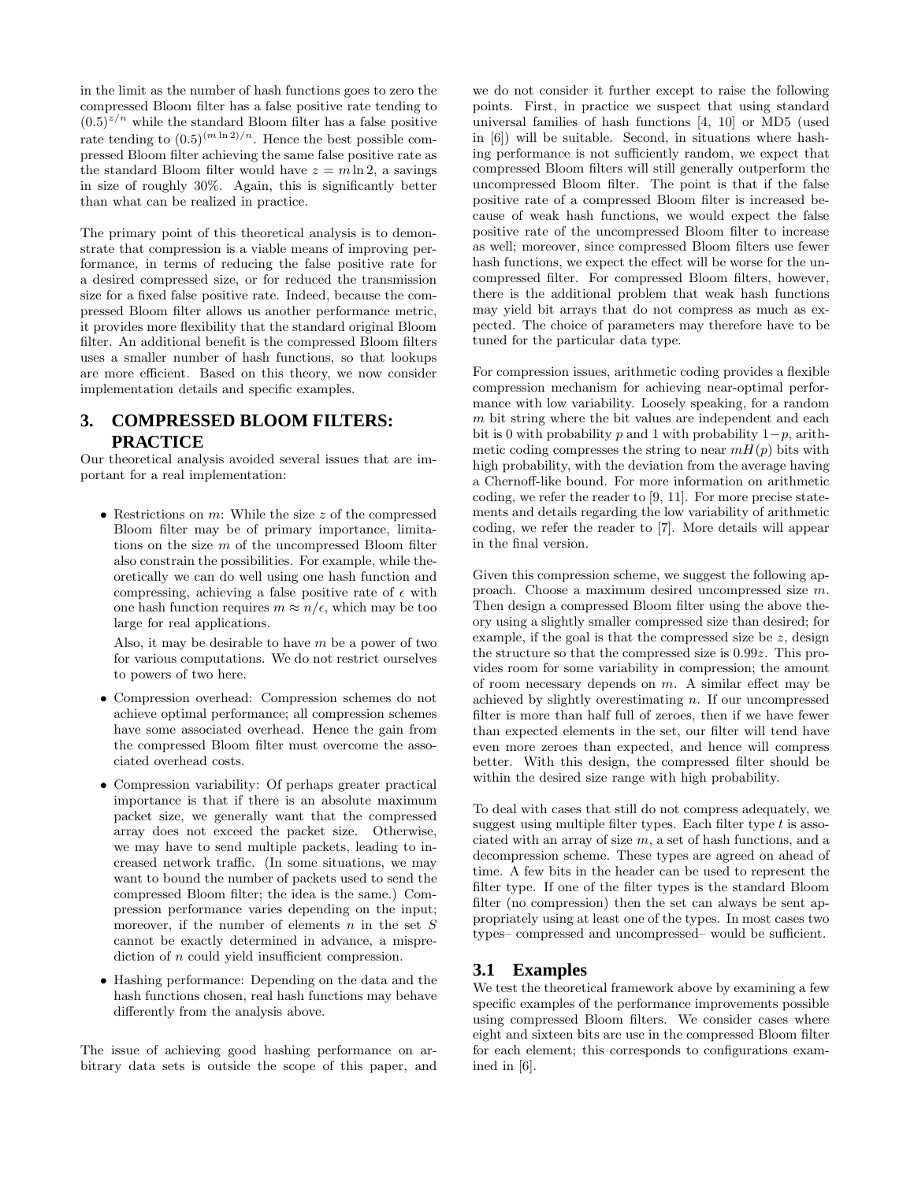in the limit as the number of hash functions goes to zero the compressed Bloom filter has a false positive rate tending to $(0.5)^{z/n}$ while the standard Bloom filter has a false positive rate tending to $(0.5)^{(m \ln 2)/n}$. Hence the best possible compressed Bloom filter achieving the same false positive rate as the standard Bloom filter would have $z = m \ln 2$, a savings in size of roughly 30%. Again, this is significantly better than what can be realized in practice.

The primary point of this theoretical analysis is to demonstrate that compression is a viable means of improving performance, in terms of reducing the false positive rate for a desired compressed size, or for reduced the transmission size for a fixed false positive rate. Indeed, because the compressed Bloom filter allows us another performance metric, it provides more flexibility that the standard original Bloom filter. An additional benefit is the compressed Bloom filters uses a smaller number of hash functions, so that lookups are more efficient. Based on this theory, we now consider implementation details and specific examples.

## 3. COMPRESSED BLOOM FILTERS: PRACTICE

Our theoretical analysis avoided several issues that are important for a real implementation:

- Restrictions on $m$: While the size $z$ of the compressed Bloom filter may be of primary importance, limitations on the size $m$ of the uncompressed Bloom filter also constrain the possibilities. For example, while theoretically we can do well using one hash function and compressing, achieving a false positive rate of $\epsilon$ with one hash function requires $m \approx n/\epsilon$, which may be too large for real applications.

  Also, it may be desirable to have $m$ be a power of two for various computations. We do not restrict ourselves to powers of two here.

- Compression overhead: Compression schemes do not achieve optimal performance; all compression schemes have some associated overhead. Hence the gain from the compressed Bloom filter must overcome the associated overhead costs.

- Compression variability: Of perhaps greater practical importance is that if there is an absolute maximum packet size, we generally want that the compressed array does not exceed the packet size. Otherwise, we may have to send multiple packets, leading to increased network traffic. (In some situations, we may want to bound the number of packets used to send the compressed Bloom filter; the idea is the same.) Compression performance varies depending on the input; moreover, if the number of elements $n$ in the set $S$ cannot be exactly determined in advance, a misprediction of $n$ could yield insufficient compression.

- Hashing performance: Depending on the data and the hash functions chosen, real hash functions may behave differently from the analysis above.

The issue of achieving good hashing performance on arbitrary data sets is outside the scope of this paper, and we do not consider it further except to raise the following points. First, in practice we suspect that using standard universal families of hash functions [4, 10] or MD5 (used in [6]) will be suitable. Second, in situations where hashing performance is not sufficiently random, we expect that compressed Bloom filters will still generally outperform the uncompressed Bloom filter. The point is that if the false positive rate of a compressed Bloom filter is increased because of weak hash functions, we would expect the false positive rate of the uncompressed Bloom filter to increase as well; moreover, since compressed Bloom filters use fewer hash functions, we expect the effect will be worse for the uncompressed filter. For compressed Bloom filters, however, there is the additional problem that weak hash functions may yield bit arrays that do not compress as much as expected. The choice of parameters may therefore have to be tuned for the particular data type.

For compression issues, arithmetic coding provides a flexible compression mechanism for achieving near-optimal performance with low variability. Loosely speaking, for a random $m$ bit string where the bit values are independent and each bit is 0 with probability $p$ and 1 with probability $1-p$, arithmetic coding compresses the string to near $mH(p)$ bits with high probability, with the deviation from the average having a Chernoff-like bound. For more information on arithmetic coding, we refer the reader to [9, 11]. For more precise statements and details regarding the low variability of arithmetic coding, we refer the reader to [7]. More details will appear in the final version.

Given this compression scheme, we suggest the following approach. Choose a maximum desired uncompressed size $m$. Then design a compressed Bloom filter using the above theory using a slightly smaller compressed size than desired; for example, if the goal is that the compressed size be $z$, design the structure so that the compressed size is $0.99z$. This provides room for some variability in compression; the amount of room necessary depends on $m$. A similar effect may be achieved by slightly overestimating $n$. If our uncompressed filter is more than half full of zeroes, then if we have fewer than expected elements in the set, our filter will tend have even more zeroes than expected, and hence will compress better. With this design, the compressed filter should be within the desired size range with high probability.

To deal with cases that still do not compress adequately, we suggest using multiple filter types. Each filter type $t$ is associated with an array of size $m$, a set of hash functions, and a decompression scheme. These types are agreed on ahead of time. A few bits in the header can be used to represent the filter type. If one of the filter types is the standard Bloom filter (no compression) then the set can always be sent appropriately using at least one of the types. In most cases two types– compressed and uncompressed– would be sufficient.

### 3.1 Examples

We test the theoretical framework above by examining a few specific examples of the performance improvements possible using compressed Bloom filters. We consider cases where eight and sixteen bits are use in the compressed Bloom filter for each element; this corresponds to configurations examined in [6].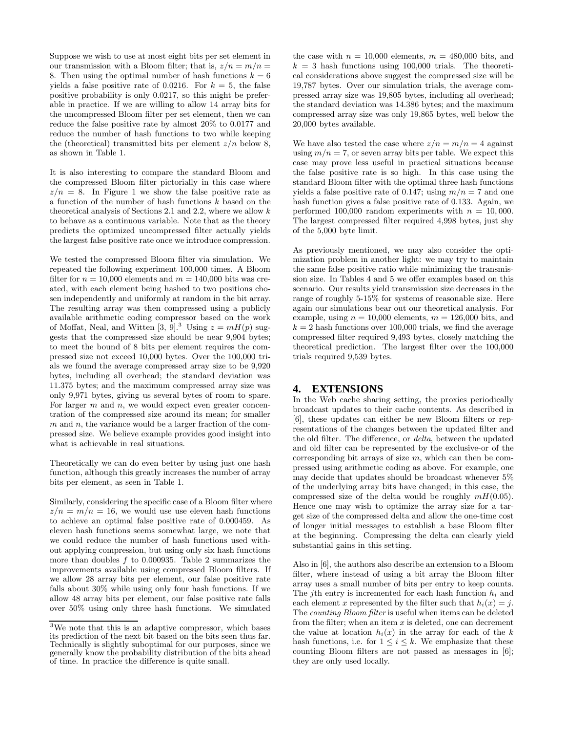Suppose we wish to use at most eight bits per set element in our transmission with a Bloom filter; that is, $z/n = m/n = 8$. Then using the optimal number of hash functions $k = 6$ yields a false positive rate of 0.0216. For $k = 5$, the false positive probability is only 0.0217, so this might be preferable in practice. If we are willing to allow 14 array bits for the uncompressed Bloom filter per set element, then we can reduce the false positive rate by almost 20% to 0.0177 and reduce the number of hash functions to two while keeping the (theoretical) transmitted bits per element $z/n$ below 8, as shown in Table 1.

It is also interesting to compare the standard Bloom and the compressed Bloom filter pictorially in this case where $z/n = 8$. In Figure 1 we show the false positive rate as a function of the number of hash functions $k$ based on the theoretical analysis of Sections 2.1 and 2.2, where we allow $k$ to behave as a continuous variable. Note that as the theory predicts the optimized uncompressed filter actually yields the largest false positive rate once we introduce compression.

We tested the compressed Bloom filter via simulation. We repeated the following experiment 100,000 times. A Bloom filter for $n = 10{,}000$ elements and $m = 140{,}000$ bits was created, with each element being hashed to two positions chosen independently and uniformly at random in the bit array. The resulting array was then compressed using a publicly available arithmetic coding compressor based on the work of Moffat, Neal, and Witten [3, 9].[3] Using $z = mH(p)$ suggests that the compressed size should be near 9,904 bytes; to meet the bound of 8 bits per element requires the compressed size not exceed 10,000 bytes. Over the 100,000 trials we found the average compressed array size to be 9,920 bytes, including all overhead; the standard deviation was 11.375 bytes; and the maximum compressed array size was only 9,971 bytes, giving us several bytes of room to spare. For larger $m$ and $n$, we would expect even greater concentration of the compressed size around its mean; for smaller $m$ and $n$, the variance would be a larger fraction of the compressed size. We believe example provides good insight into what is achievable in real situations.

Theoretically we can do even better by using just one hash function, although this greatly increases the number of array bits per element, as seen in Table 1.

Similarly, considering the specific case of a Bloom filter where $z/n = m/n = 16$, we would use use eleven hash functions to achieve an optimal false positive rate of 0.000459. As eleven hash functions seems somewhat large, we note that we could reduce the number of hash functions used without applying compression, but using only six hash functions more than doubles $f$ to 0.000935. Table 2 summarizes the improvements available using compressed Bloom filters. If we allow 28 array bits per element, our false positive rate falls about 30% while using only four hash functions. If we allow 48 array bits per element, our false positive rate falls over 50% using only three hash functions. We simulated the case with $n = 10{,}000$ elements, $m = 480{,}000$ bits, and $k = 3$ hash functions using 100,000 trials. The theoretical considerations above suggest the compressed size will be 19,787 bytes. Over our simulation trials, the average compressed array size was 19,805 bytes, including all overhead; the standard deviation was 14.386 bytes; and the maximum compressed array size was only 19,865 bytes, well below the 20,000 bytes available.

We have also tested the case where $z/n = m/n = 4$ against using $m/n = 7$, or seven array bits per table. We expect this case may prove less useful in practical situations because the false positive rate is so high. In this case using the standard Bloom filter with the optimal three hash functions yields a false positive rate of 0.147; using $m/n = 7$ and one hash function gives a false positive rate of 0.133. Again, we performed 100,000 random experiments with $n = 10{,}000$. The largest compressed filter required 4,998 bytes, just shy of the 5,000 byte limit.

As previously mentioned, we may also consider the optimization problem in another light: we may try to maintain the same false positive ratio while minimizing the transmission size. In Tables 4 and 5 we offer examples based on this scenario. Our results yield transmission size decreases in the range of roughly 5-15% for systems of reasonable size. Here again our simulations bear out our theoretical analysis. For example, using $n = 10{,}000$ elements, $m = 126{,}000$ bits, and $k = 2$ hash functions over 100,000 trials, we find the average compressed filter required 9,493 bytes, closely matching the theoretical prediction. The largest filter over the 100,000 trials required 9,539 bytes.

## 4. EXTENSIONS

In the Web cache sharing setting, the proxies periodically broadcast updates to their cache contents. As described in [6], these updates can either be new Bloom filters or representations of the changes between the updated filter and the old filter. The difference, or *delta*, between the updated and old filter can be represented by the exclusive-or of the corresponding bit arrays of size $m$, which can then be compressed using arithmetic coding as above. For example, one may decide that updates should be broadcast whenever 5% of the underlying array bits have changed; in this case, the compressed size of the delta would be roughly $mH(0.05)$. Hence one may wish to optimize the array size for a target size of the compressed delta and allow the one-time cost of longer initial messages to establish a base Bloom filter at the beginning. Compressing the delta can clearly yield substantial gains in this setting.

Also in [6], the authors also describe an extension to a Bloom filter, where instead of using a bit array the Bloom filter array uses a small number of bits per entry to keep counts. The $j$th entry is incremented for each hash function $h_i$ and each element $x$ represented by the filter such that $h_i(x) = j$. The *counting Bloom filter* is useful when items can be deleted from the filter; when an item $x$ is deleted, one can decrement the value at location $h_i(x)$ in the array for each of the $k$ hash functions, i.e. for $1 \leq i \leq k$. We emphasize that these counting Bloom filters are not passed as messages in [6]; they are only used locally.

[3] We note that this is an adaptive compressor, which bases its prediction of the next bit based on the bits seen thus far. Technically is slightly suboptimal for our purposes, since we generally know the probability distribution of the bits ahead of time. In practice the difference is quite small.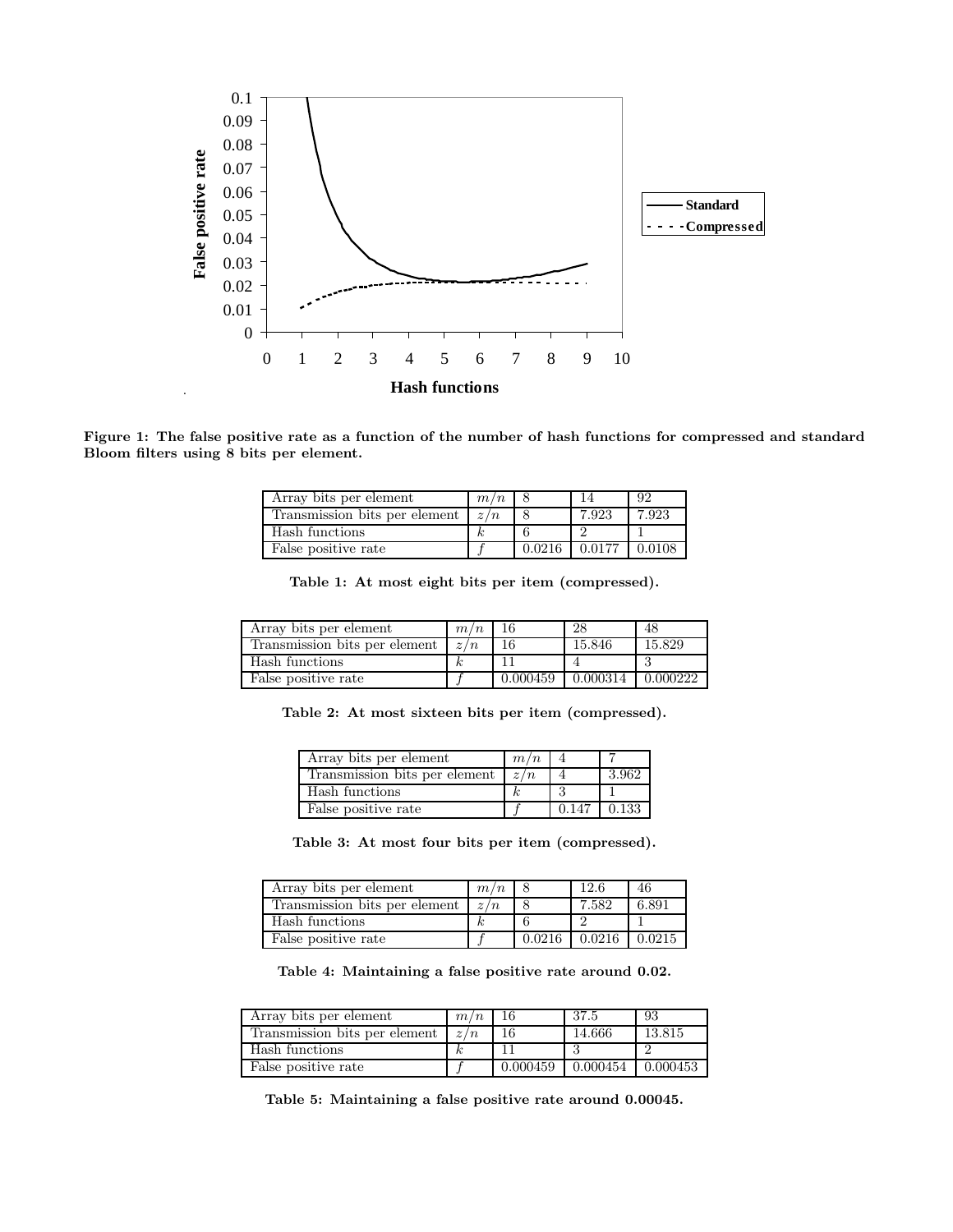**Figure 1: The false positive rate as a function of the number of hash functions for compressed and standard Bloom filters using 8 bits per element.**

| Array bits per element | $m/n$ | 8 | 14 | 92 |
|---|---|---|---|---|
| Transmission bits per element | $z/n$ | 8 | 7.923 | 7.923 |
| Hash functions | $k$ | 6 | 2 | 1 |
| False positive rate | $f$ | 0.0216 | 0.0177 | 0.0108 |

**Table 1: At most eight bits per item (compressed).**

| Array bits per element | $m/n$ | 16 | 28 | 48 |
|---|---|---|---|---|
| Transmission bits per element | $z/n$ | 16 | 15.846 | 15.829 |
| Hash functions | $k$ | 11 | 4 | 3 |
| False positive rate | $f$ | 0.000459 | 0.000314 | 0.000222 |

**Table 2: At most sixteen bits per item (compressed).**

| Array bits per element | $m/n$ | 4 | 7 |
|---|---|---|---|
| Transmission bits per element | $z/n$ | 4 | 3.962 |
| Hash functions | $k$ | 3 | 1 |
| False positive rate | $f$ | 0.147 | 0.133 |

**Table 3: At most four bits per item (compressed).**

| Array bits per element | $m/n$ | 8 | 12.6 | 46 |
|---|---|---|---|---|
| Transmission bits per element | $z/n$ | 8 | 7.582 | 6.891 |
| Hash functions | $k$ | 6 | 2 | 1 |
| False positive rate | $f$ | 0.0216 | 0.0216 | 0.0215 |

**Table 4: Maintaining a false positive rate around 0.02.**

| Array bits per element | $m/n$ | 16 | 37.5 | 93 |
|---|---|---|---|---|
| Transmission bits per element | $z/n$ | 16 | 14.666 | 13.815 |
| Hash functions | $k$ | 11 | 3 | 2 |
| False positive rate | $f$ | 0.000459 | 0.000454 | 0.000453 |

**Table 5: Maintaining a false positive rate around 0.00045.**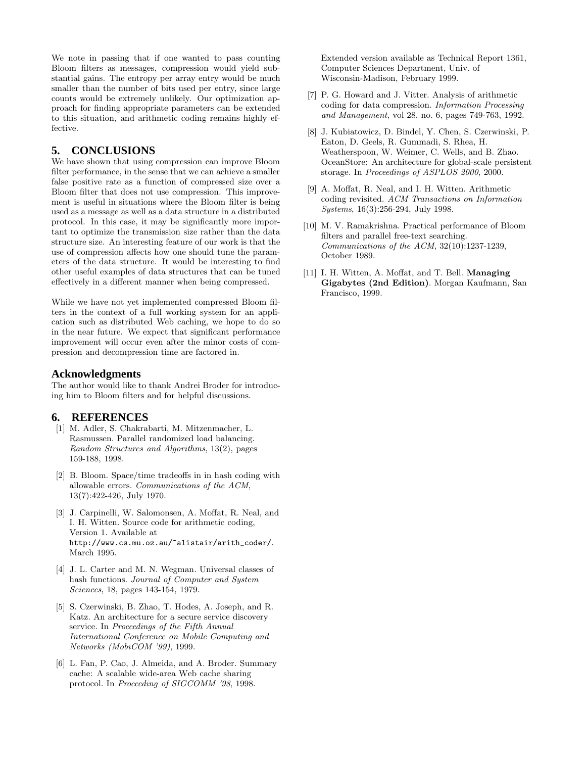We note in passing that if one wanted to pass counting Bloom filters as messages, compression would yield substantial gains. The entropy per array entry would be much smaller than the number of bits used per entry, since large counts would be extremely unlikely. Our optimization approach for finding appropriate parameters can be extended to this situation, and arithmetic coding remains highly effective.

## 5. CONCLUSIONS

We have shown that using compression can improve Bloom filter performance, in the sense that we can achieve a smaller false positive rate as a function of compressed size over a Bloom filter that does not use compression. This improvement is useful in situations where the Bloom filter is being used as a message as well as a data structure in a distributed protocol. In this case, it may be significantly more important to optimize the transmission size rather than the data structure size. An interesting feature of our work is that the use of compression affects how one should tune the parameters of the data structure. It would be interesting to find other useful examples of data structures that can be tuned effectively in a different manner when being compressed.

While we have not yet implemented compressed Bloom filters in the context of a full working system for an application such as distributed Web caching, we hope to do so in the near future. We expect that significant performance improvement will occur even after the minor costs of compression and decompression time are factored in.

### Acknowledgments

The author would like to thank Andrei Broder for introducing him to Bloom filters and for helpful discussions.

## 6. REFERENCES

[1] M. Adler, S. Chakrabarti, M. Mitzenmacher, L. Rasmussen. Parallel randomized load balancing. *Random Structures and Algorithms*, 13(2), pages 159-188, 1998.

[2] B. Bloom. Space/time tradeoffs in in hash coding with allowable errors. *Communications of the ACM*, 13(7):422-426, July 1970.

[3] J. Carpinelli, W. Salomonsen, A. Moffat, R. Neal, and I. H. Witten. Source code for arithmetic coding, Version 1. Available at `http://www.cs.mu.oz.au/~alistair/arith_coder/`. March 1995.

[4] J. L. Carter and M. N. Wegman. Universal classes of hash functions. *Journal of Computer and System Sciences*, 18, pages 143-154, 1979.

[5] S. Czerwinski, B. Zhao, T. Hodes, A. Joseph, and R. Katz. An architecture for a secure service discovery service. In *Proceedings of the Fifth Annual International Conference on Mobile Computing and Networks (MobiCOM '99)*, 1999.

[6] L. Fan, P. Cao, J. Almeida, and A. Broder. Summary cache: A scalable wide-area Web cache sharing protocol. In *Proceeding of SIGCOMM '98*, 1998. Extended version available as Technical Report 1361, Computer Sciences Department, Univ. of Wisconsin-Madison, February 1999.

[7] P. G. Howard and J. Vitter. Analysis of arithmetic coding for data compression. *Information Processing and Management*, vol 28. no. 6, pages 749-763, 1992.

[8] J. Kubiatowicz, D. Bindel, Y. Chen, S. Czerwinski, P. Eaton, D. Geels, R. Gummadi, S. Rhea, H. Weatherspoon, W. Weimer, C. Wells, and B. Zhao. OceanStore: An architecture for global-scale persistent storage. In *Proceedings of ASPLOS 2000*, 2000.

[9] A. Moffat, R. Neal, and I. H. Witten. Arithmetic coding revisited. *ACM Transactions on Information Systems*, 16(3):256-294, July 1998.

[10] M. V. Ramakrishna. Practical performance of Bloom filters and parallel free-text searching. *Communications of the ACM*, 32(10):1237-1239, October 1989.

[11] I. H. Witten, A. Moffat, and T. Bell. **Managing Gigabytes (2nd Edition)**. Morgan Kaufmann, San Francisco, 1999.